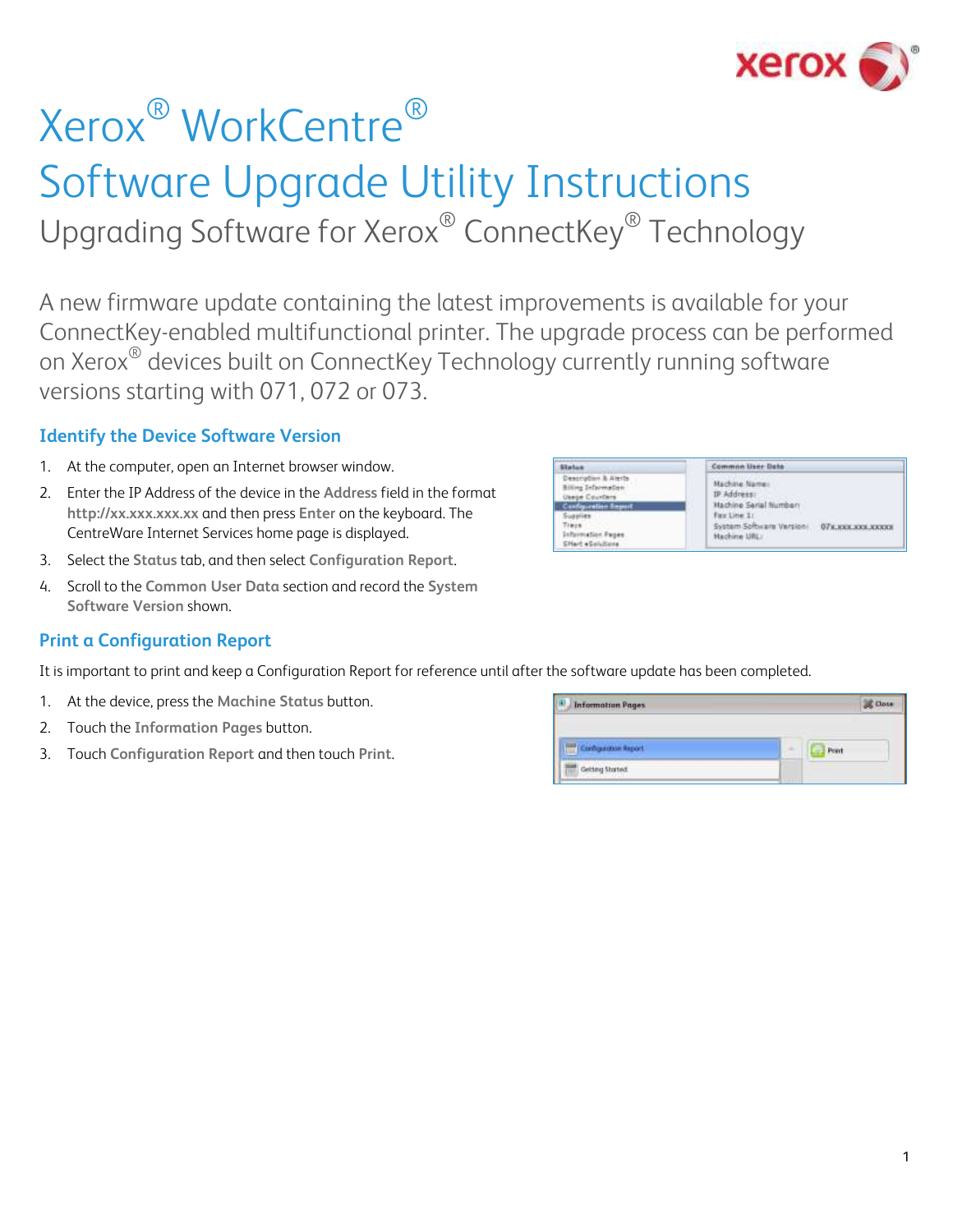# Xerox® WorkCentre®

# Software Upgrade Utility Instructions

## Upgrading Software for Xerox® ConnectKey® Technology

A new firmware update containing the latest improvements is available for your ConnectKey-enabled multifunctional printer. The upgrade process can be performed on Xerox® devices built on ConnectKey Technology currently running software versions starting with 071, 072 or 073.

### Identify the Device Software Version

1. At the computer, open an Internet browser window.
2. Enter the IP Address of the device in the **Address** field in the format **http://xx.xxx.xxx.xx** and then press **Enter** on the keyboard. The CentreWare Internet Services home page is displayed.
3. Select the **Status** tab, and then select **Configuration Report**.
4. Scroll to the **Common User Data** section and record the **System Software Version** shown.

### Print a Configuration Report

It is important to print and keep a Configuration Report for reference until after the software update has been completed.

1. At the device, press the **Machine Status** button.
2. Touch the **Information Pages** button.
3. Touch **Configuration Report** and then touch **Print**.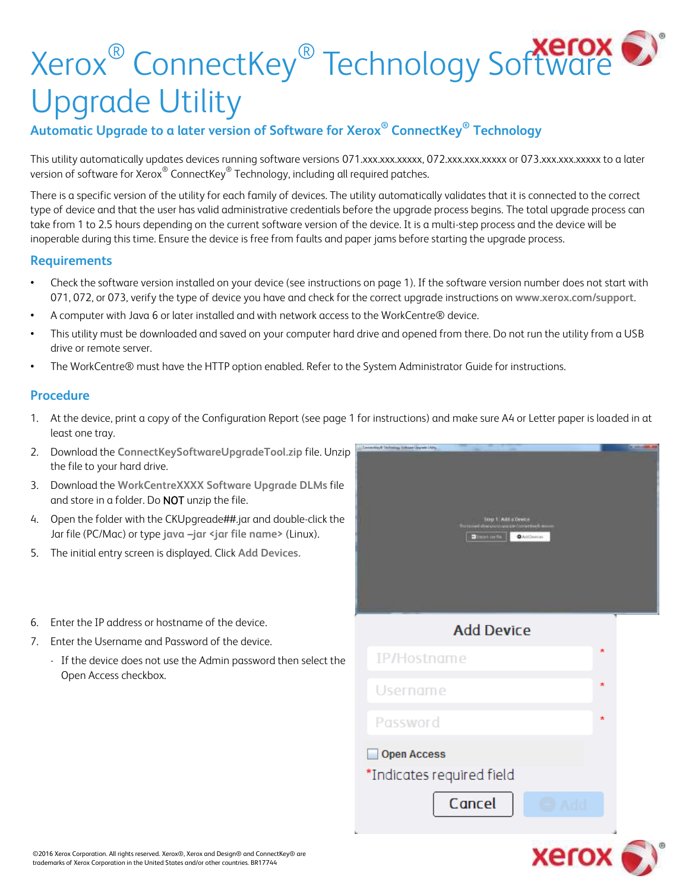# Xerox® ConnectKey® Technology Software Upgrade Utility

## Automatic Upgrade to a later version of Software for Xerox® ConnectKey® Technology

This utility automatically updates devices running software versions 071.xxx.xxx.xxxxx, 072.xxx.xxx.xxxxx or 073.xxx.xxx.xxxxx to a later version of software for Xerox® ConnectKey® Technology, including all required patches.

There is a specific version of the utility for each family of devices. The utility automatically validates that it is connected to the correct type of device and that the user has valid administrative credentials before the upgrade process begins. The total upgrade process can take from 1 to 2.5 hours depending on the current software version of the device. It is a multi-step process and the device will be inoperable during this time. Ensure the device is free from faults and paper jams before starting the upgrade process.

## Requirements

- Check the software version installed on your device (see instructions on page 1). If the software version number does not start with 071, 072, or 073, verify the type of device you have and check for the correct upgrade instructions on **www.xerox.com/support**.
- A computer with Java 6 or later installed and with network access to the WorkCentre® device.
- This utility must be downloaded and saved on your computer hard drive and opened from there. Do not run the utility from a USB drive or remote server.
- The WorkCentre® must have the HTTP option enabled. Refer to the System Administrator Guide for instructions.

## Procedure

1. At the device, print a copy of the Configuration Report (see page 1 for instructions) and make sure A4 or Letter paper is loaded in at least one tray.
2. Download the **ConnectKeySoftwareUpgradeTool.zip** file. Unzip the file to your hard drive.
3. Download the **WorkCentreXXXX Software Upgrade DLMs** file and store in a folder. Do NOT unzip the file.
4. Open the folder with the CKUpgreade##.jar and double-click the Jar file (PC/Mac) or type **java –jar <jar file name>** (Linux).
5. The initial entry screen is displayed. Click **Add Devices.**
6. Enter the IP address or hostname of the device.
7. Enter the Username and Password of the device.
   - If the device does not use the Admin password then select the Open Access checkbox.

©2016 Xerox Corporation. All rights reserved. Xerox®, Xerox and Design® and ConnectKey® are trademarks of Xerox Corporation in the United States and/or other countries. BR17744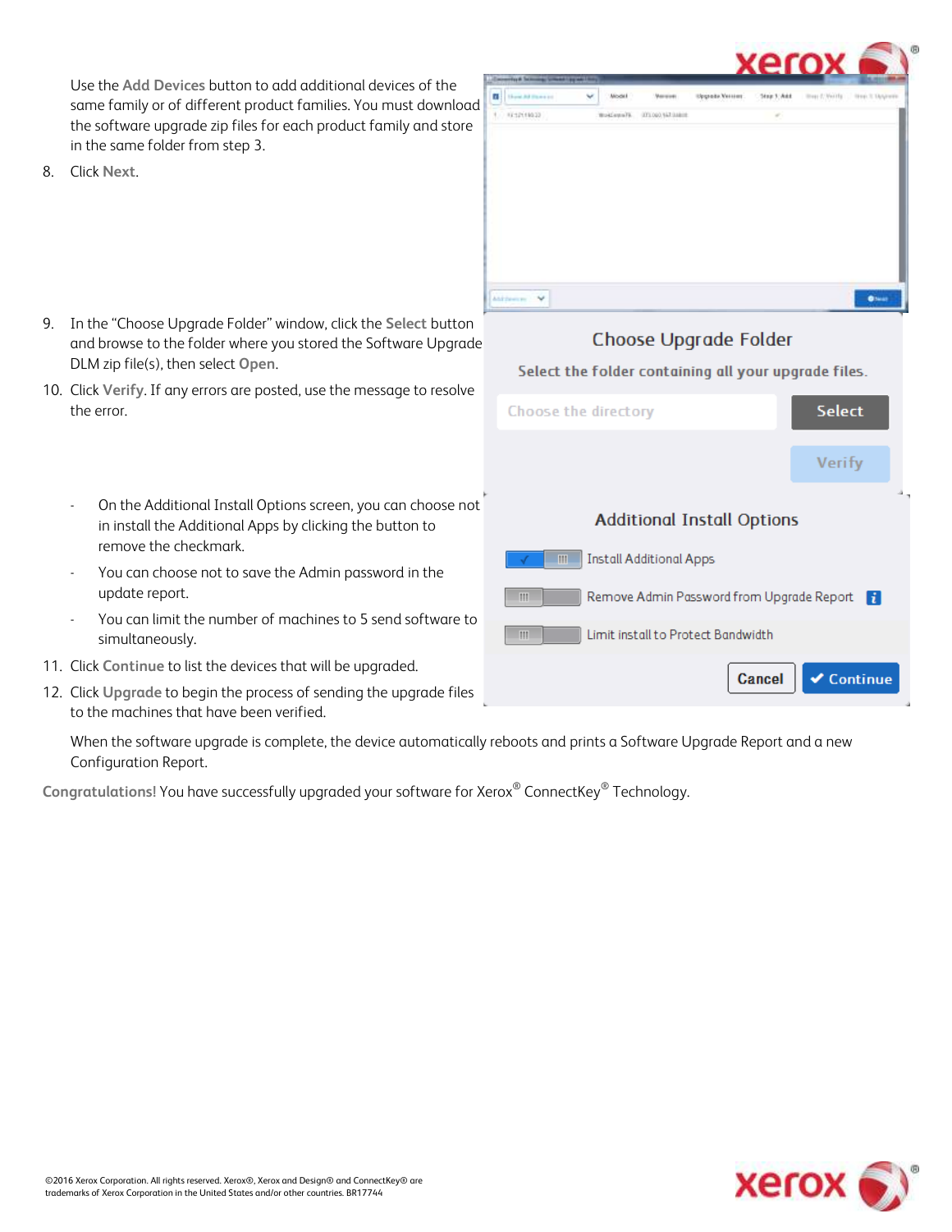Use the **Add Devices** button to add additional devices of the same family or of different product families. You must download the software upgrade zip files for each product family and store in the same folder from step 3.

8. Click **Next**.

9. In the "Choose Upgrade Folder" window, click the **Select** button and browse to the folder where you stored the Software Upgrade DLM zip file(s), then select **Open**.
10. Click **Verify**. If any errors are posted, use the message to resolve the error.

   - On the Additional Install Options screen, you can choose not in install the Additional Apps by clicking the button to remove the checkmark.
   - You can choose not to save the Admin password in the update report.
   - You can limit the number of machines to 5 send software to simultaneously.

11. Click **Continue** to list the devices that will be upgraded.
12. Click **Upgrade** to begin the process of sending the upgrade files to the machines that have been verified.

When the software upgrade is complete, the device automatically reboots and prints a Software Upgrade Report and a new Configuration Report.

**Congratulations!** You have successfully upgraded your software for Xerox® ConnectKey® Technology.

©2016 Xerox Corporation. All rights reserved. Xerox®, Xerox and Design® and ConnectKey® are trademarks of Xerox Corporation in the United States and/or other countries. BR17744